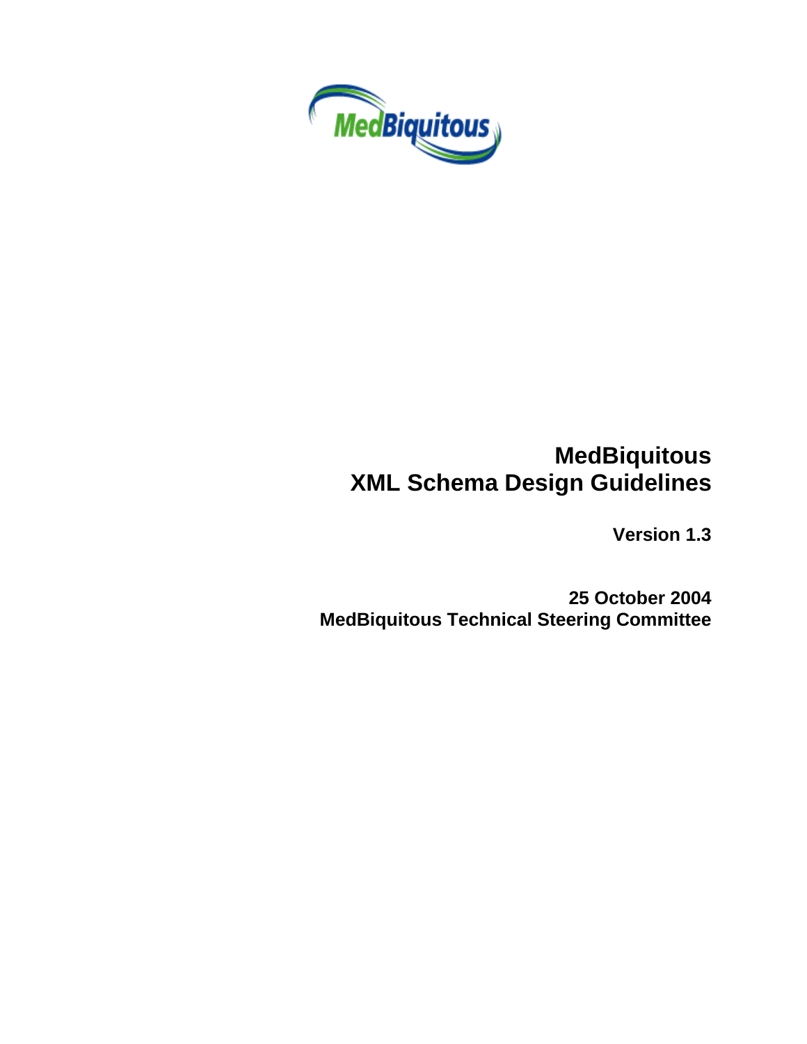# MedBiquitous XML Schema Design Guidelines

**Version 1.3**

**25 October 2004**
**MedBiquitous Technical Steering Committee**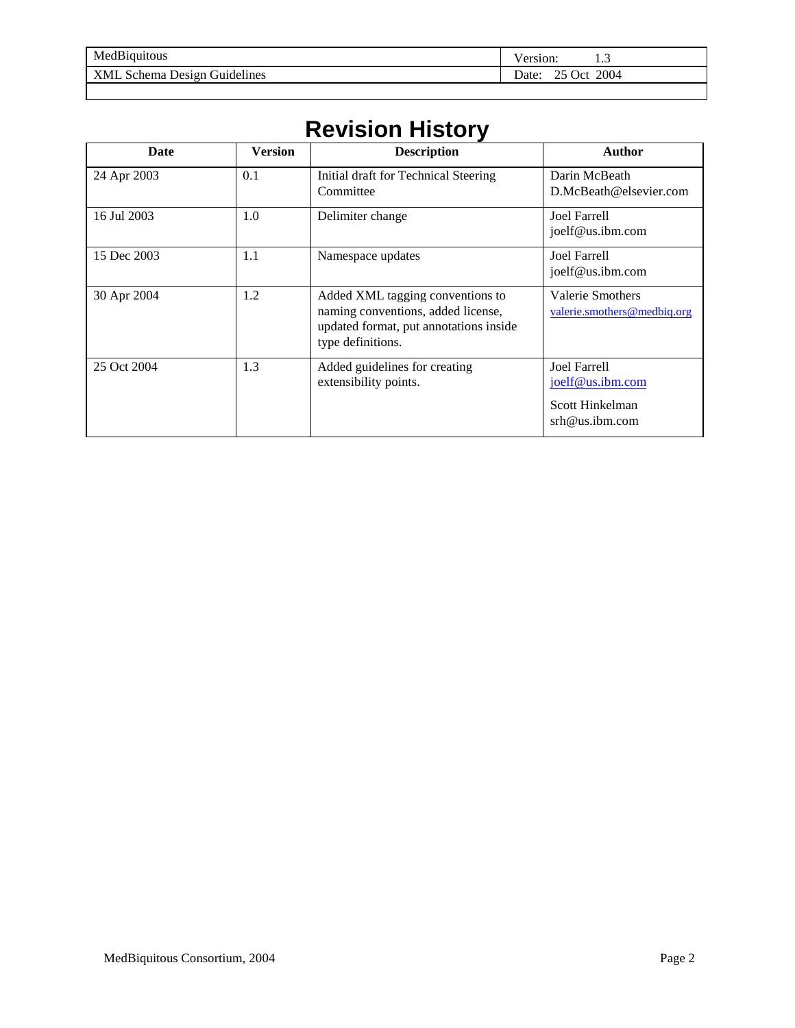# Revision History

| Date | Version | Description | Author |
|---|---|---|---|
| 24 Apr 2003 | 0.1 | Initial draft for Technical Steering Committee | Darin McBeath D.McBeath@elsevier.com |
| 16 Jul 2003 | 1.0 | Delimiter change | Joel Farrell joelf@us.ibm.com |
| 15 Dec 2003 | 1.1 | Namespace updates | Joel Farrell joelf@us.ibm.com |
| 30 Apr 2004 | 1.2 | Added XML tagging conventions to naming conventions, added license, updated format, put annotations inside type definitions. | Valerie Smothers valerie.smothers@medbiq.org |
| 25 Oct 2004 | 1.3 | Added guidelines for creating extensibility points. | Joel Farrell joelf@us.ibm.com<br>Scott Hinkelman srh@us.ibm.com |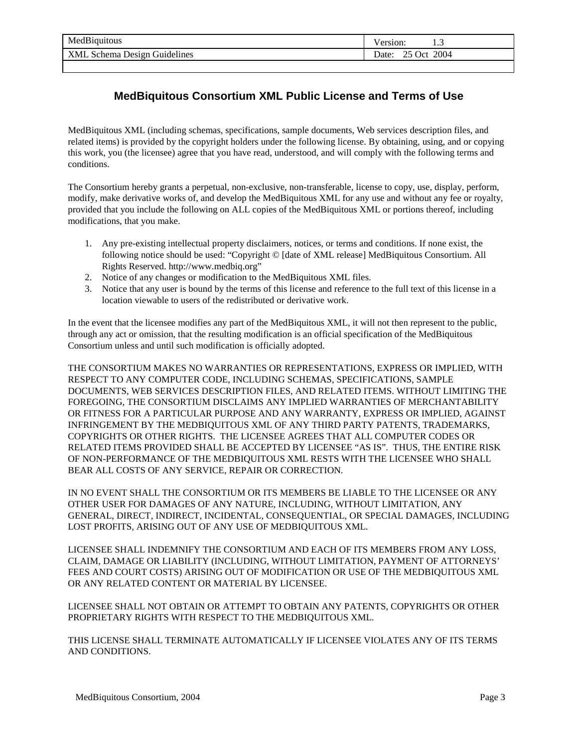## MedBiquitous Consortium XML Public License and Terms of Use

MedBiquitous XML (including schemas, specifications, sample documents, Web services description files, and related items) is provided by the copyright holders under the following license. By obtaining, using, and or copying this work, you (the licensee) agree that you have read, understood, and will comply with the following terms and conditions.

The Consortium hereby grants a perpetual, non-exclusive, non-transferable, license to copy, use, display, perform, modify, make derivative works of, and develop the MedBiquitous XML for any use and without any fee or royalty, provided that you include the following on ALL copies of the MedBiquitous XML or portions thereof, including modifications, that you make.

1. Any pre-existing intellectual property disclaimers, notices, or terms and conditions. If none exist, the following notice should be used: "Copyright © [date of XML release] MedBiquitous Consortium. All Rights Reserved. http://www.medbiq.org"
2. Notice of any changes or modification to the MedBiquitous XML files.
3. Notice that any user is bound by the terms of this license and reference to the full text of this license in a location viewable to users of the redistributed or derivative work.

In the event that the licensee modifies any part of the MedBiquitous XML, it will not then represent to the public, through any act or omission, that the resulting modification is an official specification of the MedBiquitous Consortium unless and until such modification is officially adopted.

THE CONSORTIUM MAKES NO WARRANTIES OR REPRESENTATIONS, EXPRESS OR IMPLIED, WITH RESPECT TO ANY COMPUTER CODE, INCLUDING SCHEMAS, SPECIFICATIONS, SAMPLE DOCUMENTS, WEB SERVICES DESCRIPTION FILES, AND RELATED ITEMS. WITHOUT LIMITING THE FOREGOING, THE CONSORTIUM DISCLAIMS ANY IMPLIED WARRANTIES OF MERCHANTABILITY OR FITNESS FOR A PARTICULAR PURPOSE AND ANY WARRANTY, EXPRESS OR IMPLIED, AGAINST INFRINGEMENT BY THE MEDBIQUITOUS XML OF ANY THIRD PARTY PATENTS, TRADEMARKS, COPYRIGHTS OR OTHER RIGHTS. THE LICENSEE AGREES THAT ALL COMPUTER CODES OR RELATED ITEMS PROVIDED SHALL BE ACCEPTED BY LICENSEE "AS IS". THUS, THE ENTIRE RISK OF NON-PERFORMANCE OF THE MEDBIQUITOUS XML RESTS WITH THE LICENSEE WHO SHALL BEAR ALL COSTS OF ANY SERVICE, REPAIR OR CORRECTION.

IN NO EVENT SHALL THE CONSORTIUM OR ITS MEMBERS BE LIABLE TO THE LICENSEE OR ANY OTHER USER FOR DAMAGES OF ANY NATURE, INCLUDING, WITHOUT LIMITATION, ANY GENERAL, DIRECT, INDIRECT, INCIDENTAL, CONSEQUENTIAL, OR SPECIAL DAMAGES, INCLUDING LOST PROFITS, ARISING OUT OF ANY USE OF MEDBIQUITOUS XML.

LICENSEE SHALL INDEMNIFY THE CONSORTIUM AND EACH OF ITS MEMBERS FROM ANY LOSS, CLAIM, DAMAGE OR LIABILITY (INCLUDING, WITHOUT LIMITATION, PAYMENT OF ATTORNEYS' FEES AND COURT COSTS) ARISING OUT OF MODIFICATION OR USE OF THE MEDBIQUITOUS XML OR ANY RELATED CONTENT OR MATERIAL BY LICENSEE.

LICENSEE SHALL NOT OBTAIN OR ATTEMPT TO OBTAIN ANY PATENTS, COPYRIGHTS OR OTHER PROPRIETARY RIGHTS WITH RESPECT TO THE MEDBIQUITOUS XML.

THIS LICENSE SHALL TERMINATE AUTOMATICALLY IF LICENSEE VIOLATES ANY OF ITS TERMS AND CONDITIONS.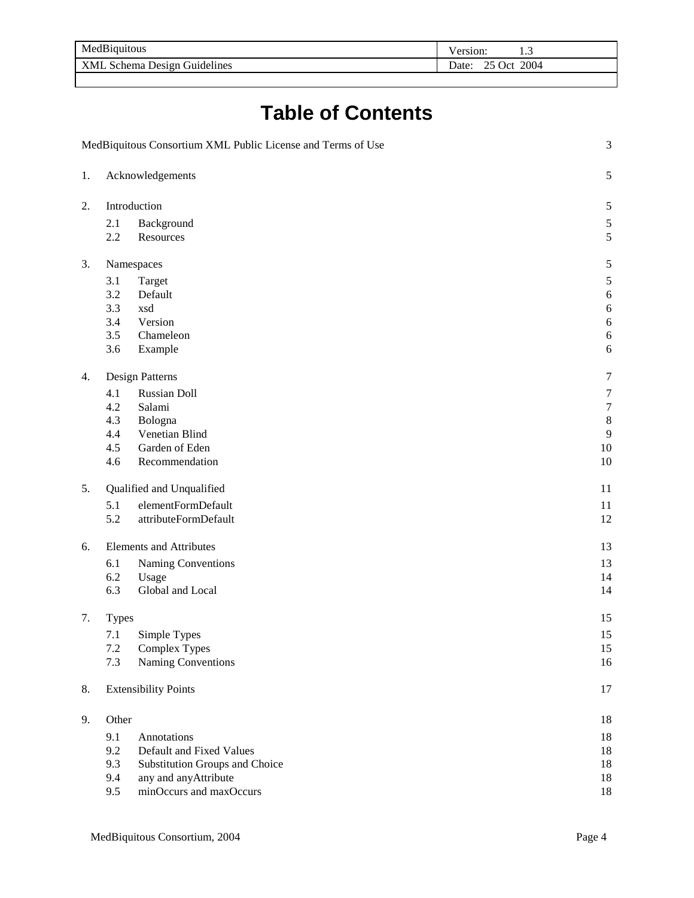# Table of Contents

MedBiquitous Consortium XML Public License and Terms of Use 3

1. Acknowledgements 5

2. Introduction 5
   - 2.1 Background 5
   - 2.2 Resources 5

3. Namespaces 5
   - 3.1 Target 5
   - 3.2 Default 6
   - 3.3 xsd 6
   - 3.4 Version 6
   - 3.5 Chameleon 6
   - 3.6 Example 6

4. Design Patterns 7
   - 4.1 Russian Doll 7
   - 4.2 Salami 7
   - 4.3 Bologna 8
   - 4.4 Venetian Blind 9
   - 4.5 Garden of Eden 10
   - 4.6 Recommendation 10

5. Qualified and Unqualified 11
   - 5.1 elementFormDefault 11
   - 5.2 attributeFormDefault 12

6. Elements and Attributes 13
   - 6.1 Naming Conventions 13
   - 6.2 Usage 14
   - 6.3 Global and Local 14

7. Types 15
   - 7.1 Simple Types 15
   - 7.2 Complex Types 15
   - 7.3 Naming Conventions 16

8. Extensibility Points 17

9. Other 18
   - 9.1 Annotations 18
   - 9.2 Default and Fixed Values 18
   - 9.3 Substitution Groups and Choice 18
   - 9.4 any and anyAttribute 18
   - 9.5 minOccurs and maxOccurs 18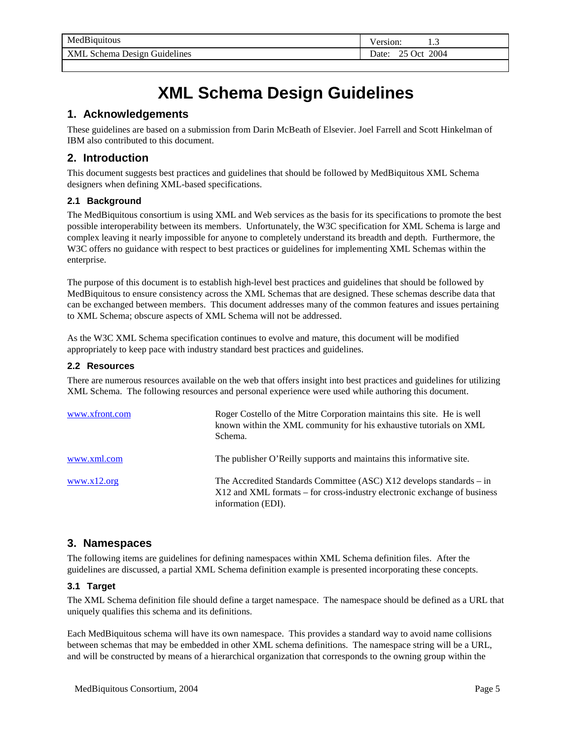# XML Schema Design Guidelines

## 1. Acknowledgements

These guidelines are based on a submission from Darin McBeath of Elsevier. Joel Farrell and Scott Hinkelman of IBM also contributed to this document.

## 2. Introduction

This document suggests best practices and guidelines that should be followed by MedBiquitous XML Schema designers when defining XML-based specifications.

### 2.1 Background

The MedBiquitous consortium is using XML and Web services as the basis for its specifications to promote the best possible interoperability between its members. Unfortunately, the W3C specification for XML Schema is large and complex leaving it nearly impossible for anyone to completely understand its breadth and depth. Furthermore, the W3C offers no guidance with respect to best practices or guidelines for implementing XML Schemas within the enterprise.

The purpose of this document is to establish high-level best practices and guidelines that should be followed by MedBiquitous to ensure consistency across the XML Schemas that are designed. These schemas describe data that can be exchanged between members. This document addresses many of the common features and issues pertaining to XML Schema; obscure aspects of XML Schema will not be addressed.

As the W3C XML Schema specification continues to evolve and mature, this document will be modified appropriately to keep pace with industry standard best practices and guidelines.

### 2.2 Resources

There are numerous resources available on the web that offers insight into best practices and guidelines for utilizing XML Schema. The following resources and personal experience were used while authoring this document.

| | |
|---|---|
| www.xfront.com | Roger Costello of the Mitre Corporation maintains this site. He is well known within the XML community for his exhaustive tutorials on XML Schema. |
| www.xml.com | The publisher O'Reilly supports and maintains this informative site. |
| www.x12.org | The Accredited Standards Committee (ASC) X12 develops standards – in X12 and XML formats – for cross-industry electronic exchange of business information (EDI). |

## 3. Namespaces

The following items are guidelines for defining namespaces within XML Schema definition files. After the guidelines are discussed, a partial XML Schema definition example is presented incorporating these concepts.

### 3.1 Target

The XML Schema definition file should define a target namespace. The namespace should be defined as a URL that uniquely qualifies this schema and its definitions.

Each MedBiquitous schema will have its own namespace. This provides a standard way to avoid name collisions between schemas that may be embedded in other XML schema definitions. The namespace string will be a URL, and will be constructed by means of a hierarchical organization that corresponds to the owning group within the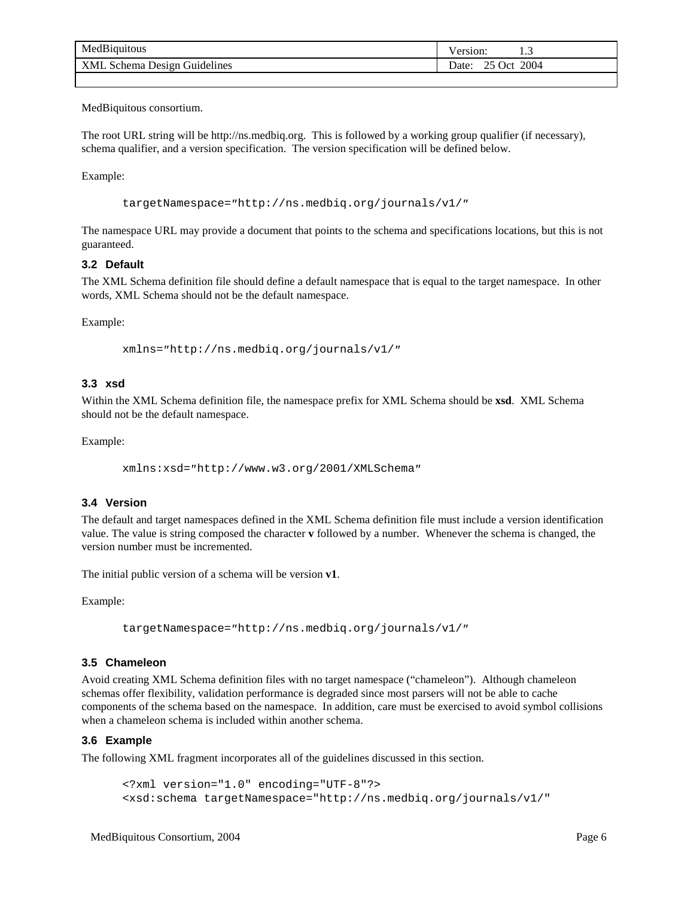MedBiquitous consortium.

The root URL string will be http://ns.medbiq.org. This is followed by a working group qualifier (if necessary), schema qualifier, and a version specification. The version specification will be defined below.

Example:

```
targetNamespace="http://ns.medbiq.org/journals/v1/"
```

The namespace URL may provide a document that points to the schema and specifications locations, but this is not guaranteed.

### 3.2 Default

The XML Schema definition file should define a default namespace that is equal to the target namespace. In other words, XML Schema should not be the default namespace.

Example:

```
xmlns="http://ns.medbiq.org/journals/v1/"
```

### 3.3 xsd

Within the XML Schema definition file, the namespace prefix for XML Schema should be **xsd**. XML Schema should not be the default namespace.

Example:

```
xmlns:xsd="http://www.w3.org/2001/XMLSchema"
```

### 3.4 Version

The default and target namespaces defined in the XML Schema definition file must include a version identification value. The value is string composed the character **v** followed by a number. Whenever the schema is changed, the version number must be incremented.

The initial public version of a schema will be version **v1**.

Example:

```
targetNamespace="http://ns.medbiq.org/journals/v1/"
```

### 3.5 Chameleon

Avoid creating XML Schema definition files with no target namespace ("chameleon"). Although chameleon schemas offer flexibility, validation performance is degraded since most parsers will not be able to cache components of the schema based on the namespace. In addition, care must be exercised to avoid symbol collisions when a chameleon schema is included within another schema.

### 3.6 Example

The following XML fragment incorporates all of the guidelines discussed in this section.

```
<?xml version="1.0" encoding="UTF-8"?>
<xsd:schema targetNamespace="http://ns.medbiq.org/journals/v1/"
```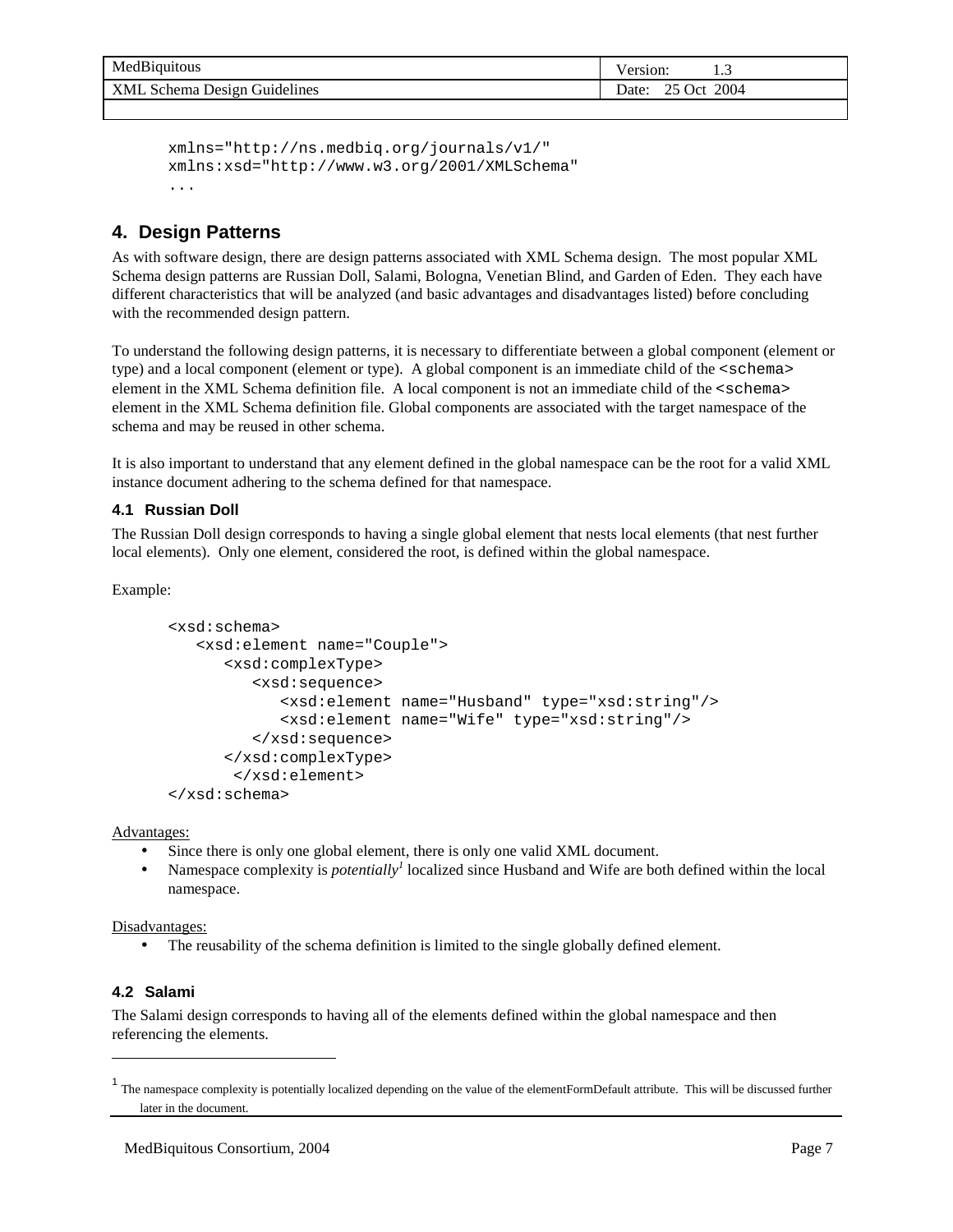```
xmlns="http://ns.medbiq.org/journals/v1/"
xmlns:xsd="http://www.w3.org/2001/XMLSchema"
...
```

## 4. Design Patterns

As with software design, there are design patterns associated with XML Schema design. The most popular XML Schema design patterns are Russian Doll, Salami, Bologna, Venetian Blind, and Garden of Eden. They each have different characteristics that will be analyzed (and basic advantages and disadvantages listed) before concluding with the recommended design pattern.

To understand the following design patterns, it is necessary to differentiate between a global component (element or type) and a local component (element or type). A global component is an immediate child of the `<schema>` element in the XML Schema definition file. A local component is not an immediate child of the `<schema>` element in the XML Schema definition file. Global components are associated with the target namespace of the schema and may be reused in other schema.

It is also important to understand that any element defined in the global namespace can be the root for a valid XML instance document adhering to the schema defined for that namespace.

### 4.1 Russian Doll

The Russian Doll design corresponds to having a single global element that nests local elements (that nest further local elements). Only one element, considered the root, is defined within the global namespace.

Example:

```
<xsd:schema>
   <xsd:element name="Couple">
      <xsd:complexType>
         <xsd:sequence>
            <xsd:element name="Husband" type="xsd:string"/>
            <xsd:element name="Wife" type="xsd:string"/>
         </xsd:sequence>
      </xsd:complexType>
       </xsd:element>
</xsd:schema>
```

Advantages:

- Since there is only one global element, there is only one valid XML document.
- Namespace complexity is *potentially*[1] localized since Husband and Wife are both defined within the local namespace.

Disadvantages:

- The reusability of the schema definition is limited to the single globally defined element.

### 4.2 Salami

The Salami design corresponds to having all of the elements defined within the global namespace and then referencing the elements.

[1] The namespace complexity is potentially localized depending on the value of the elementFormDefault attribute. This will be discussed further later in the document.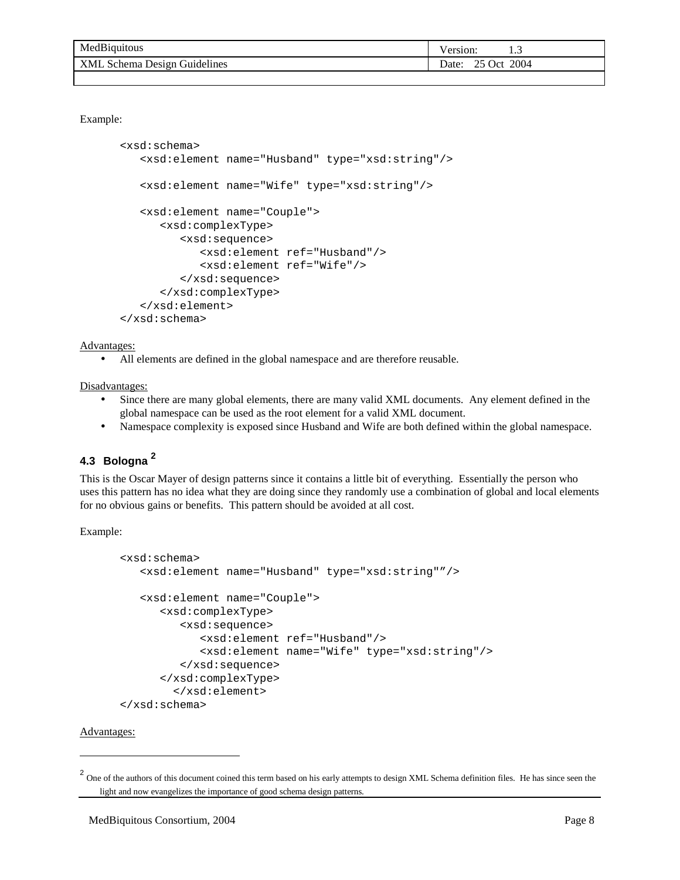Example:

```
<xsd:schema>
   <xsd:element name="Husband" type="xsd:string"/>

   <xsd:element name="Wife" type="xsd:string"/>

   <xsd:element name="Couple">
      <xsd:complexType>
         <xsd:sequence>
            <xsd:element ref="Husband"/>
            <xsd:element ref="Wife"/>
         </xsd:sequence>
      </xsd:complexType>
   </xsd:element>
</xsd:schema>
```

Advantages:

- All elements are defined in the global namespace and are therefore reusable.

Disadvantages:

- Since there are many global elements, there are many valid XML documents. Any element defined in the global namespace can be used as the root element for a valid XML document.
- Namespace complexity is exposed since Husband and Wife are both defined within the global namespace.

### 4.3 Bologna [2]

This is the Oscar Mayer of design patterns since it contains a little bit of everything. Essentially the person who uses this pattern has no idea what they are doing since they randomly use a combination of global and local elements for no obvious gains or benefits. This pattern should be avoided at all cost.

Example:

```
<xsd:schema>
   <xsd:element name="Husband" type="xsd:string"”/>

   <xsd:element name="Couple">
      <xsd:complexType>
         <xsd:sequence>
            <xsd:element ref="Husband"/>
            <xsd:element name="Wife" type="xsd:string"/>
         </xsd:sequence>
      </xsd:complexType>
        </xsd:element>
</xsd:schema>
```

Advantages:

---

[2] One of the authors of this document coined this term based on his early attempts to design XML Schema definition files. He has since seen the light and now evangelizes the importance of good schema design patterns.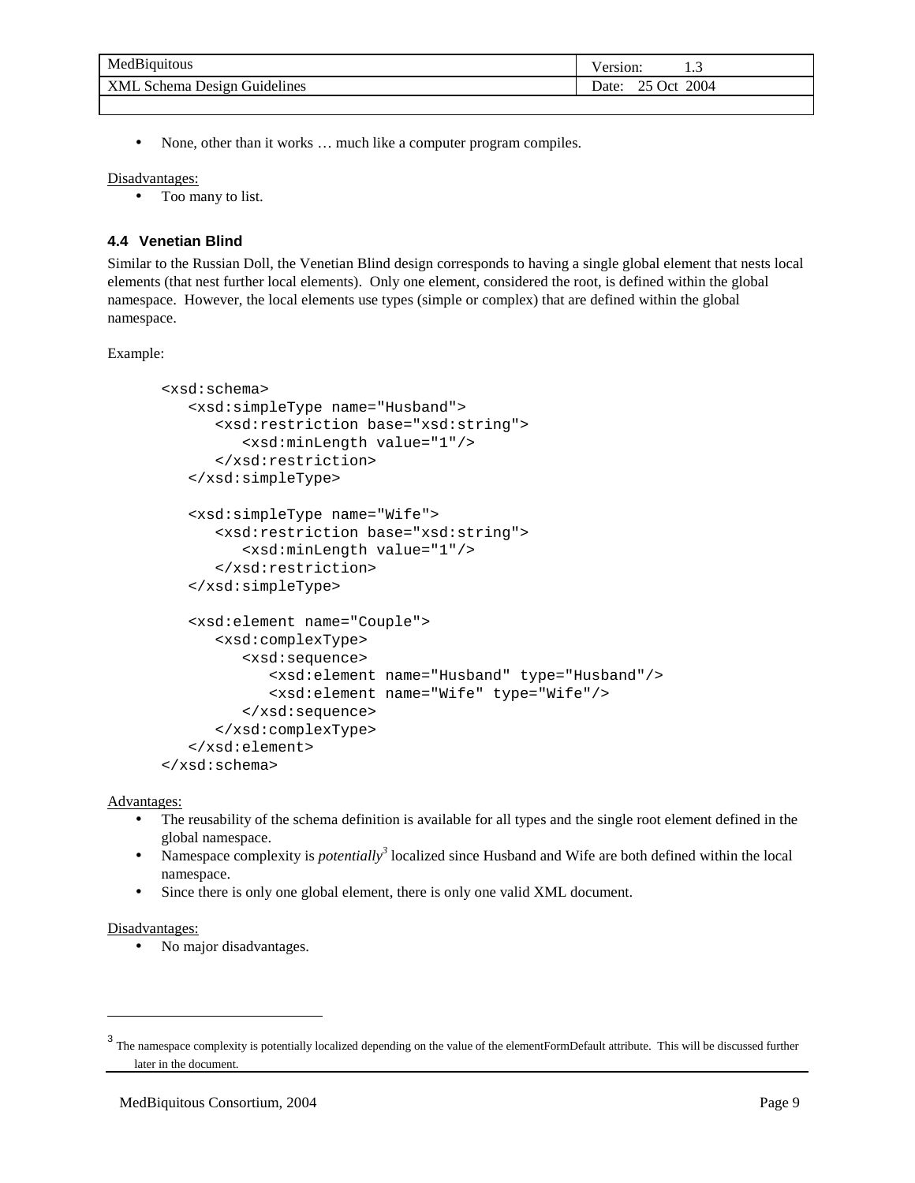- None, other than it works … much like a computer program compiles.

Disadvantages:

- Too many to list.

### 4.4 Venetian Blind

Similar to the Russian Doll, the Venetian Blind design corresponds to having a single global element that nests local elements (that nest further local elements). Only one element, considered the root, is defined within the global namespace. However, the local elements use types (simple or complex) that are defined within the global namespace.

Example:

```
<xsd:schema>
   <xsd:simpleType name="Husband">
      <xsd:restriction base="xsd:string">
         <xsd:minLength value="1"/>
      </xsd:restriction>
   </xsd:simpleType>

   <xsd:simpleType name="Wife">
      <xsd:restriction base="xsd:string">
         <xsd:minLength value="1"/>
      </xsd:restriction>
   </xsd:simpleType>

   <xsd:element name="Couple">
      <xsd:complexType>
         <xsd:sequence>
            <xsd:element name="Husband" type="Husband"/>
            <xsd:element name="Wife" type="Wife"/>
         </xsd:sequence>
      </xsd:complexType>
   </xsd:element>
</xsd:schema>
```

Advantages:

- The reusability of the schema definition is available for all types and the single root element defined in the global namespace.
- Namespace complexity is *potentially*[3] localized since Husband and Wife are both defined within the local namespace.
- Since there is only one global element, there is only one valid XML document.

Disadvantages:

- No major disadvantages.

---

[3] The namespace complexity is potentially localized depending on the value of the elementFormDefault attribute. This will be discussed further later in the document.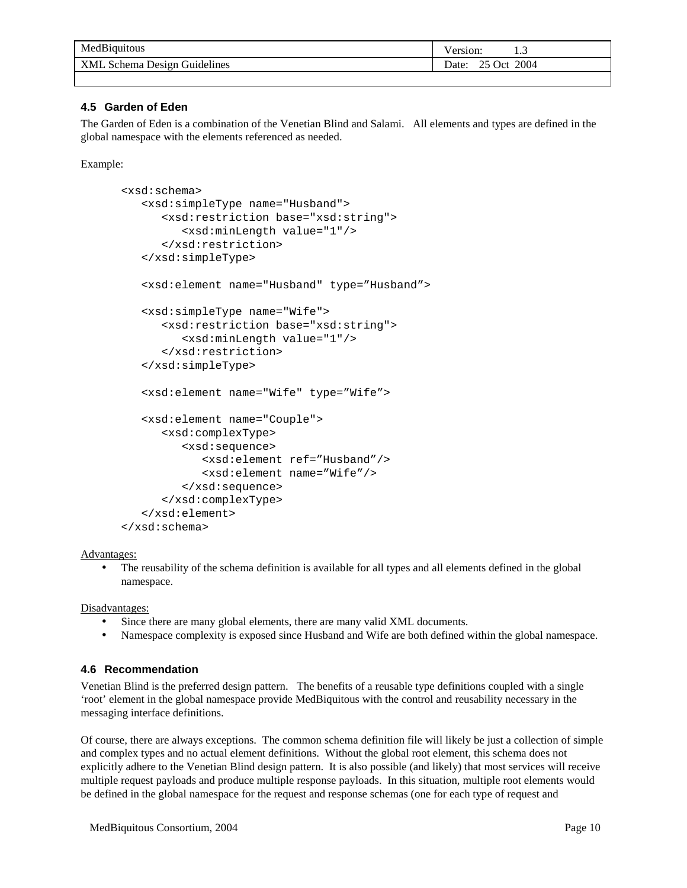### 4.5 Garden of Eden

The Garden of Eden is a combination of the Venetian Blind and Salami. All elements and types are defined in the global namespace with the elements referenced as needed.

Example:

```
<xsd:schema>
   <xsd:simpleType name="Husband">
      <xsd:restriction base="xsd:string">
         <xsd:minLength value="1"/>
      </xsd:restriction>
   </xsd:simpleType>

   <xsd:element name="Husband" type=”Husband”>

   <xsd:simpleType name="Wife">
      <xsd:restriction base="xsd:string">
         <xsd:minLength value="1"/>
      </xsd:restriction>
   </xsd:simpleType>

   <xsd:element name="Wife" type=”Wife”>

   <xsd:element name="Couple">
      <xsd:complexType>
         <xsd:sequence>
            <xsd:element ref=”Husband”/>
            <xsd:element name=”Wife”/>
         </xsd:sequence>
      </xsd:complexType>
   </xsd:element>
</xsd:schema>
```

Advantages:

- The reusability of the schema definition is available for all types and all elements defined in the global namespace.

Disadvantages:

- Since there are many global elements, there are many valid XML documents.
- Namespace complexity is exposed since Husband and Wife are both defined within the global namespace.

### 4.6 Recommendation

Venetian Blind is the preferred design pattern. The benefits of a reusable type definitions coupled with a single ‘root’ element in the global namespace provide MedBiquitous with the control and reusability necessary in the messaging interface definitions.

Of course, there are always exceptions. The common schema definition file will likely be just a collection of simple and complex types and no actual element definitions. Without the global root element, this schema does not explicitly adhere to the Venetian Blind design pattern. It is also possible (and likely) that most services will receive multiple request payloads and produce multiple response payloads. In this situation, multiple root elements would be defined in the global namespace for the request and response schemas (one for each type of request and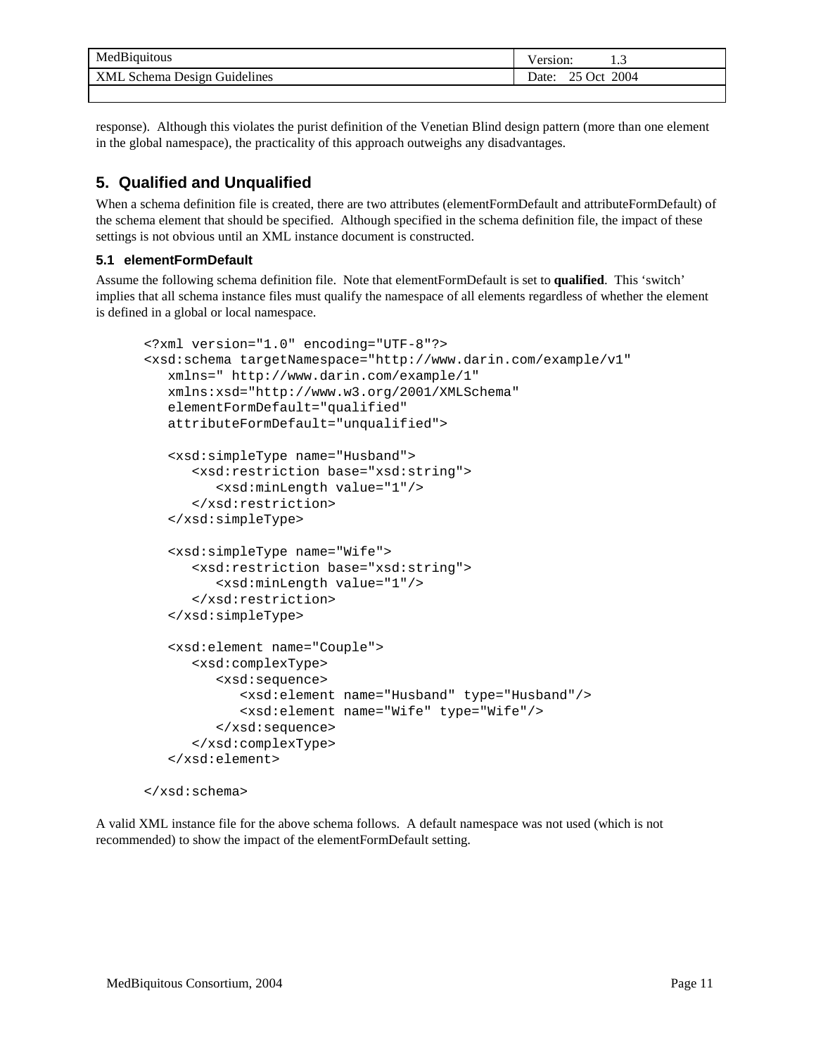response). Although this violates the purist definition of the Venetian Blind design pattern (more than one element in the global namespace), the practicality of this approach outweighs any disadvantages.

## 5. Qualified and Unqualified

When a schema definition file is created, there are two attributes (elementFormDefault and attributeFormDefault) of the schema element that should be specified. Although specified in the schema definition file, the impact of these settings is not obvious until an XML instance document is constructed.

### 5.1 elementFormDefault

Assume the following schema definition file. Note that elementFormDefault is set to **qualified**. This 'switch' implies that all schema instance files must qualify the namespace of all elements regardless of whether the element is defined in a global or local namespace.

```
<?xml version="1.0" encoding="UTF-8"?>
<xsd:schema targetNamespace="http://www.darin.com/example/v1"
   xmlns=" http://www.darin.com/example/1"
   xmlns:xsd="http://www.w3.org/2001/XMLSchema"
   elementFormDefault="qualified"
   attributeFormDefault="unqualified">

   <xsd:simpleType name="Husband">
      <xsd:restriction base="xsd:string">
         <xsd:minLength value="1"/>
      </xsd:restriction>
   </xsd:simpleType>

   <xsd:simpleType name="Wife">
      <xsd:restriction base="xsd:string">
         <xsd:minLength value="1"/>
      </xsd:restriction>
   </xsd:simpleType>

   <xsd:element name="Couple">
      <xsd:complexType>
         <xsd:sequence>
            <xsd:element name="Husband" type="Husband"/>
            <xsd:element name="Wife" type="Wife"/>
         </xsd:sequence>
      </xsd:complexType>
   </xsd:element>

</xsd:schema>
```

A valid XML instance file for the above schema follows. A default namespace was not used (which is not recommended) to show the impact of the elementFormDefault setting.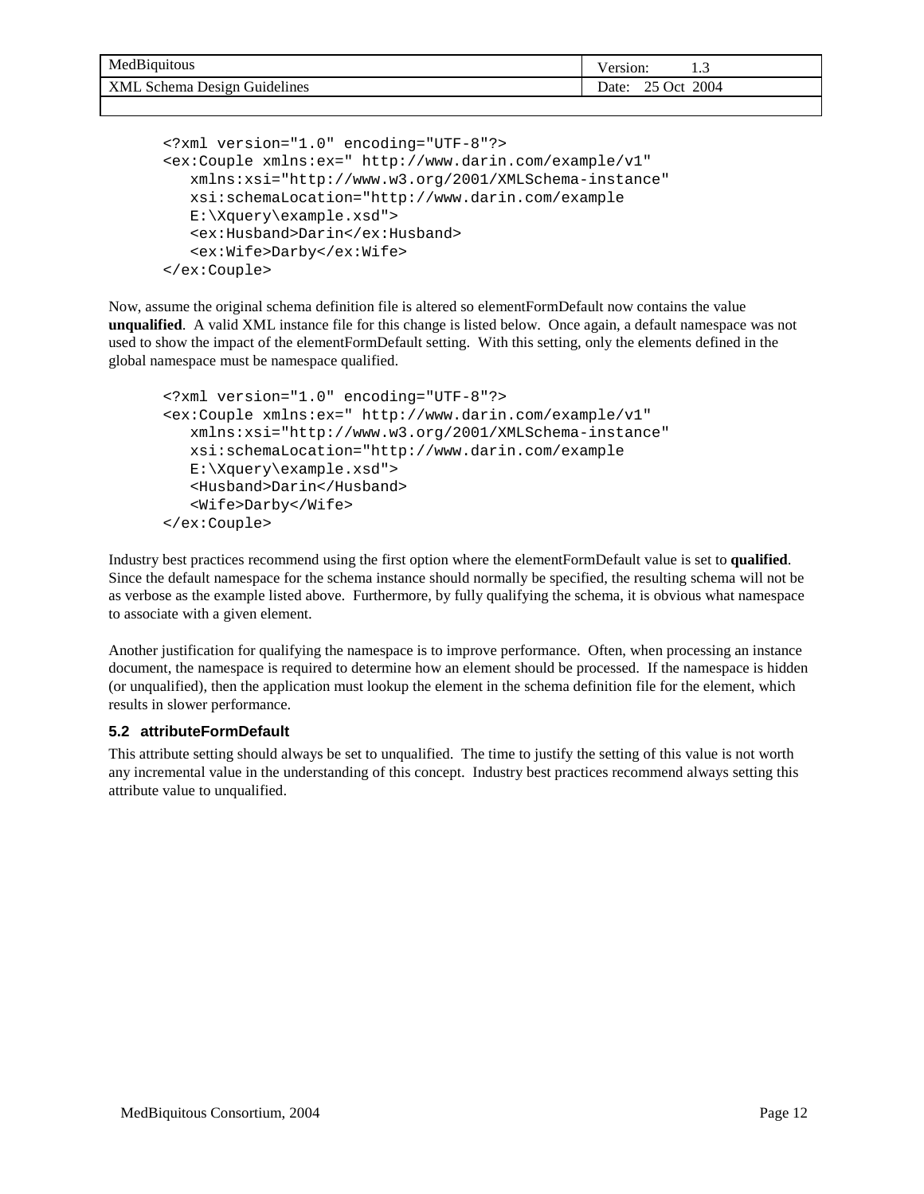```
<?xml version="1.0" encoding="UTF-8"?>
<ex:Couple xmlns:ex=" http://www.darin.com/example/v1"
   xmlns:xsi="http://www.w3.org/2001/XMLSchema-instance"
   xsi:schemaLocation="http://www.darin.com/example
   E:\Xquery\example.xsd">
   <ex:Husband>Darin</ex:Husband>
   <ex:Wife>Darby</ex:Wife>
</ex:Couple>
```

Now, assume the original schema definition file is altered so elementFormDefault now contains the value **unqualified**. A valid XML instance file for this change is listed below. Once again, a default namespace was not used to show the impact of the elementFormDefault setting. With this setting, only the elements defined in the global namespace must be namespace qualified.

```
<?xml version="1.0" encoding="UTF-8"?>
<ex:Couple xmlns:ex=" http://www.darin.com/example/v1"
   xmlns:xsi="http://www.w3.org/2001/XMLSchema-instance"
   xsi:schemaLocation="http://www.darin.com/example
   E:\Xquery\example.xsd">
   <Husband>Darin</Husband>
   <Wife>Darby</Wife>
</ex:Couple>
```

Industry best practices recommend using the first option where the elementFormDefault value is set to **qualified**. Since the default namespace for the schema instance should normally be specified, the resulting schema will not be as verbose as the example listed above. Furthermore, by fully qualifying the schema, it is obvious what namespace to associate with a given element.

Another justification for qualifying the namespace is to improve performance. Often, when processing an instance document, the namespace is required to determine how an element should be processed. If the namespace is hidden (or unqualified), then the application must lookup the element in the schema definition file for the element, which results in slower performance.

### 5.2 attributeFormDefault

This attribute setting should always be set to unqualified. The time to justify the setting of this value is not worth any incremental value in the understanding of this concept. Industry best practices recommend always setting this attribute value to unqualified.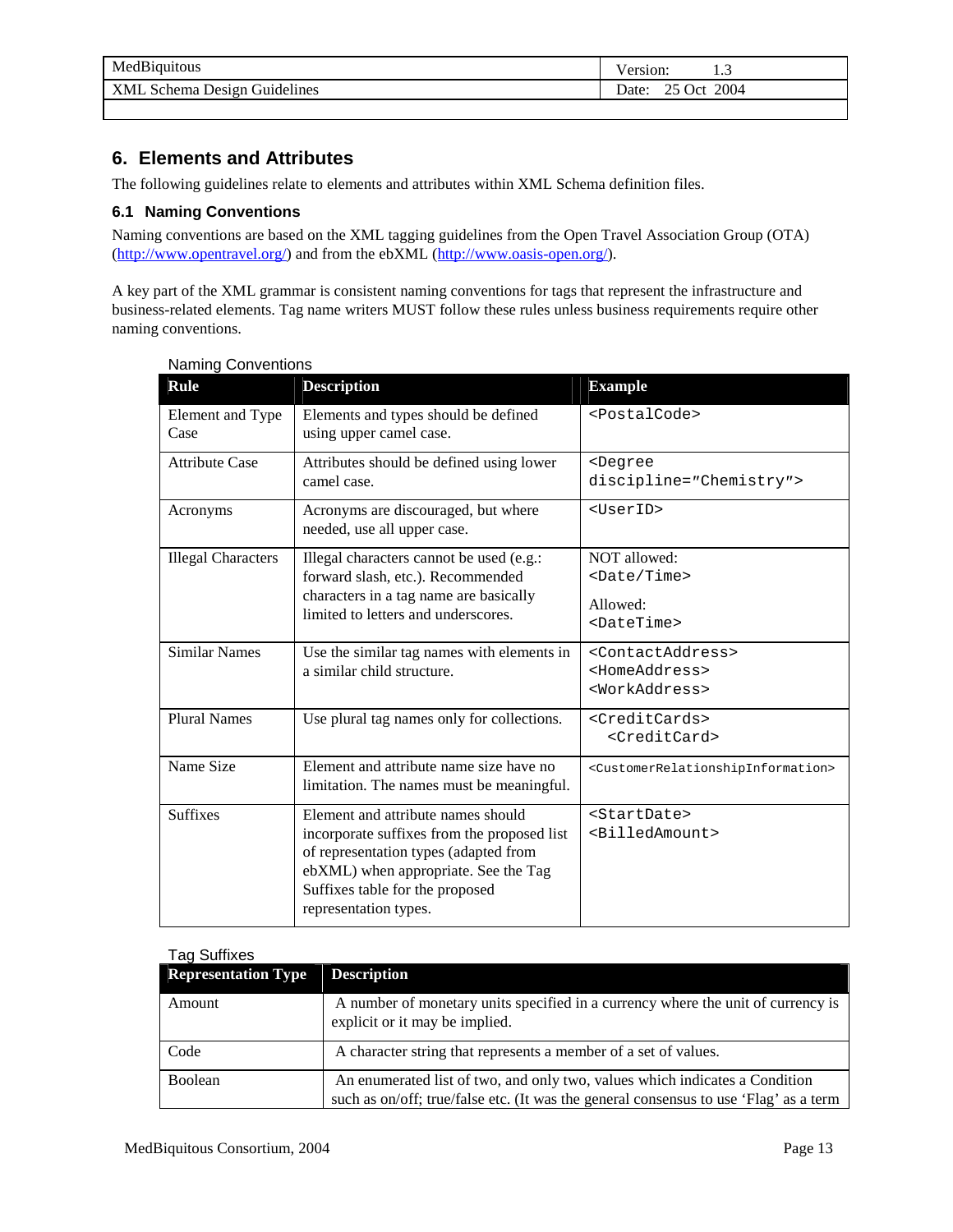## 6. Elements and Attributes

The following guidelines relate to elements and attributes within XML Schema definition files.

### 6.1 Naming Conventions

Naming conventions are based on the XML tagging guidelines from the Open Travel Association Group (OTA) (http://www.opentravel.org/) and from the ebXML (http://www.oasis-open.org/).

A key part of the XML grammar is consistent naming conventions for tags that represent the infrastructure and business-related elements. Tag name writers MUST follow these rules unless business requirements require other naming conventions.

Naming Conventions

| Rule | Description | Example |
|---|---|---|
| Element and Type Case | Elements and types should be defined using upper camel case. | `<PostalCode>` |
| Attribute Case | Attributes should be defined using lower camel case. | `<Degree discipline="Chemistry">` |
| Acronyms | Acronyms are discouraged, but where needed, use all upper case. | `<UserID>` |
| Illegal Characters | Illegal characters cannot be used (e.g.: forward slash, etc.). Recommended characters in a tag name are basically limited to letters and underscores. | NOT allowed: `<Date/Time>` Allowed: `<DateTime>` |
| Similar Names | Use the similar tag names with elements in a similar child structure. | `<ContactAddress>` `<HomeAddress>` `<WorkAddress>` |
| Plural Names | Use plural tag names only for collections. | `<CreditCards>` `<CreditCard>` |
| Name Size | Element and attribute name size have no limitation. The names must be meaningful. | `<CustomerRelationshipInformation>` |
| Suffixes | Element and attribute names should incorporate suffixes from the proposed list of representation types (adapted from ebXML) when appropriate. See the Tag Suffixes table for the proposed representation types. | `<StartDate>` `<BilledAmount>` |

Tag Suffixes

| Representation Type | Description |
|---|---|
| Amount | A number of monetary units specified in a currency where the unit of currency is explicit or it may be implied. |
| Code | A character string that represents a member of a set of values. |
| Boolean | An enumerated list of two, and only two, values which indicates a Condition such as on/off; true/false etc. (It was the general consensus to use 'Flag' as a term |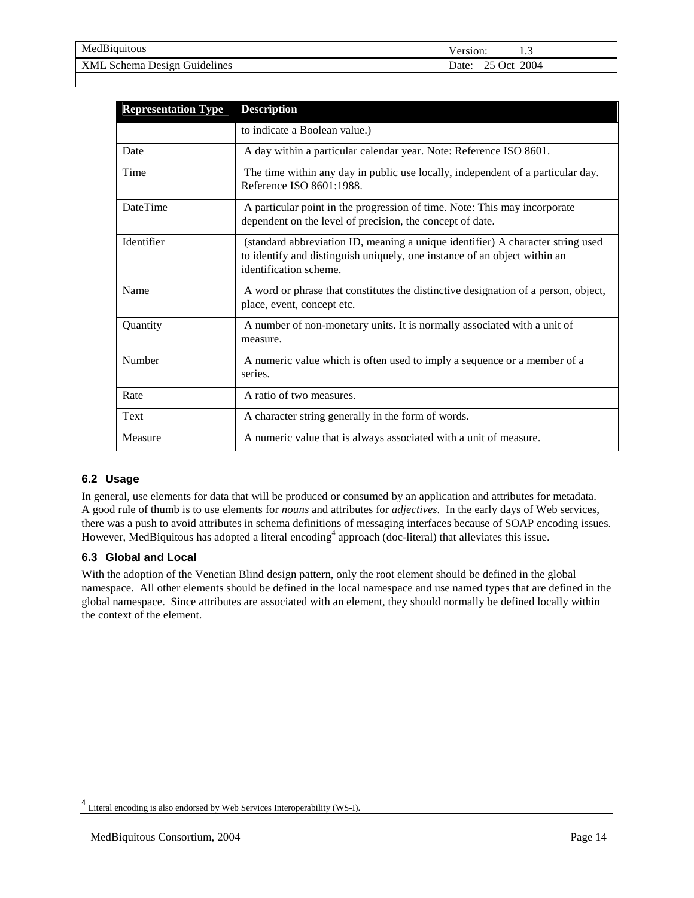| Representation Type | Description |
|---|---|
| | to indicate a Boolean value.) |
| Date | A day within a particular calendar year. Note: Reference ISO 8601. |
| Time | The time within any day in public use locally, independent of a particular day. Reference ISO 8601:1988. |
| DateTime | A particular point in the progression of time. Note: This may incorporate dependent on the level of precision, the concept of date. |
| Identifier | (standard abbreviation ID, meaning a unique identifier) A character string used to identify and distinguish uniquely, one instance of an object within an identification scheme. |
| Name | A word or phrase that constitutes the distinctive designation of a person, object, place, event, concept etc. |
| Quantity | A number of non-monetary units. It is normally associated with a unit of measure. |
| Number | A numeric value which is often used to imply a sequence or a member of a series. |
| Rate | A ratio of two measures. |
| Text | A character string generally in the form of words. |
| Measure | A numeric value that is always associated with a unit of measure. |

### 6.2 Usage

In general, use elements for data that will be produced or consumed by an application and attributes for metadata. A good rule of thumb is to use elements for *nouns* and attributes for *adjectives*. In the early days of Web services, there was a push to avoid attributes in schema definitions of messaging interfaces because of SOAP encoding issues. However, MedBiquitous has adopted a literal encoding[4] approach (doc-literal) that alleviates this issue.

### 6.3 Global and Local

With the adoption of the Venetian Blind design pattern, only the root element should be defined in the global namespace. All other elements should be defined in the local namespace and use named types that are defined in the global namespace. Since attributes are associated with an element, they should normally be defined locally within the context of the element.

[4] Literal encoding is also endorsed by Web Services Interoperability (WS-I).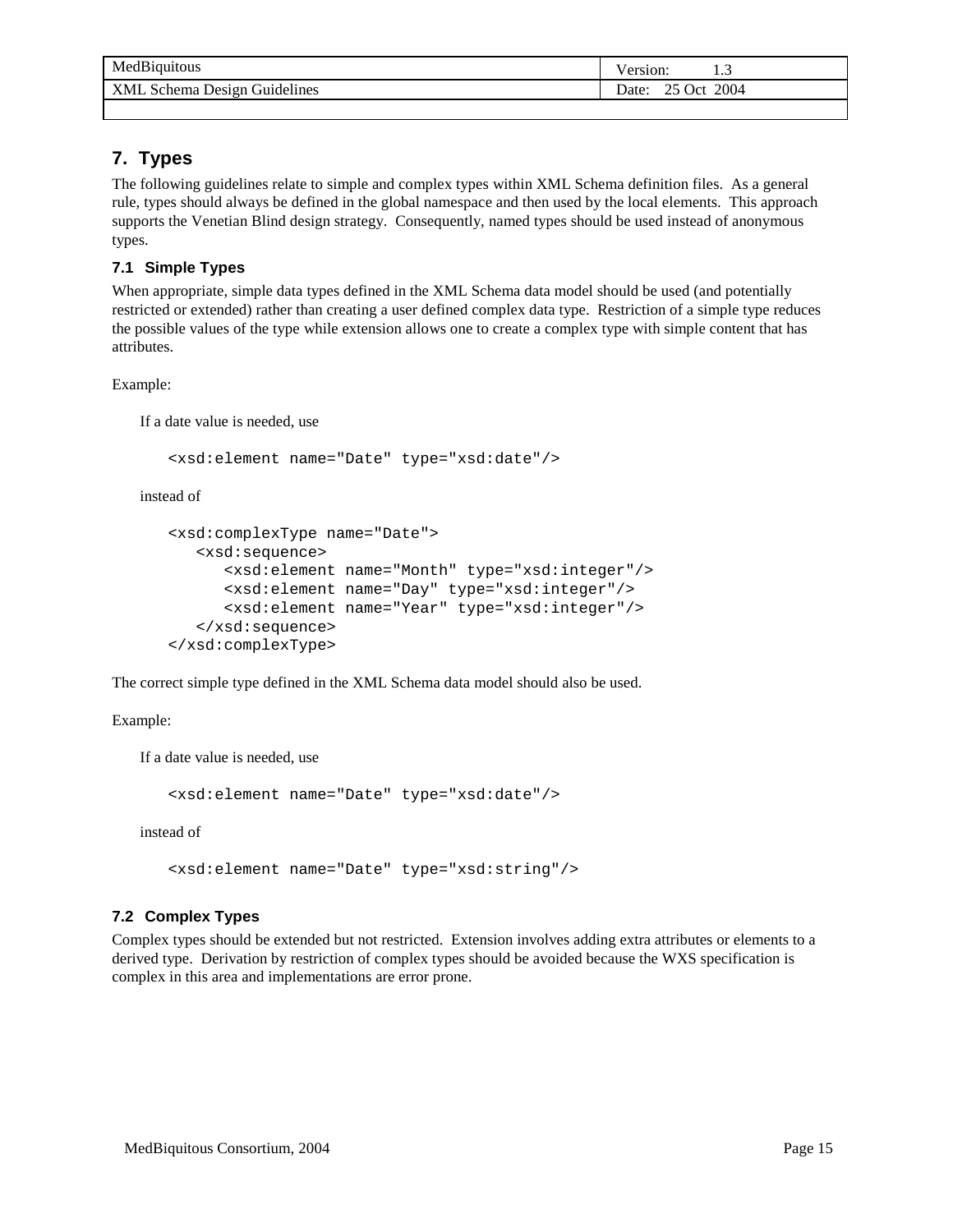## 7. Types

The following guidelines relate to simple and complex types within XML Schema definition files. As a general rule, types should always be defined in the global namespace and then used by the local elements. This approach supports the Venetian Blind design strategy. Consequently, named types should be used instead of anonymous types.

### 7.1 Simple Types

When appropriate, simple data types defined in the XML Schema data model should be used (and potentially restricted or extended) rather than creating a user defined complex data type. Restriction of a simple type reduces the possible values of the type while extension allows one to create a complex type with simple content that has attributes.

Example:

If a date value is needed, use

```
<xsd:element name="Date" type="xsd:date"/>
```

instead of

```
<xsd:complexType name="Date">
   <xsd:sequence>
      <xsd:element name="Month" type="xsd:integer"/>
      <xsd:element name="Day" type="xsd:integer"/>
      <xsd:element name="Year" type="xsd:integer"/>
   </xsd:sequence>
</xsd:complexType>
```

The correct simple type defined in the XML Schema data model should also be used.

Example:

If a date value is needed, use

```
<xsd:element name="Date" type="xsd:date"/>
```

instead of

```
<xsd:element name="Date" type="xsd:string"/>
```

### 7.2 Complex Types

Complex types should be extended but not restricted. Extension involves adding extra attributes or elements to a derived type. Derivation by restriction of complex types should be avoided because the WXS specification is complex in this area and implementations are error prone.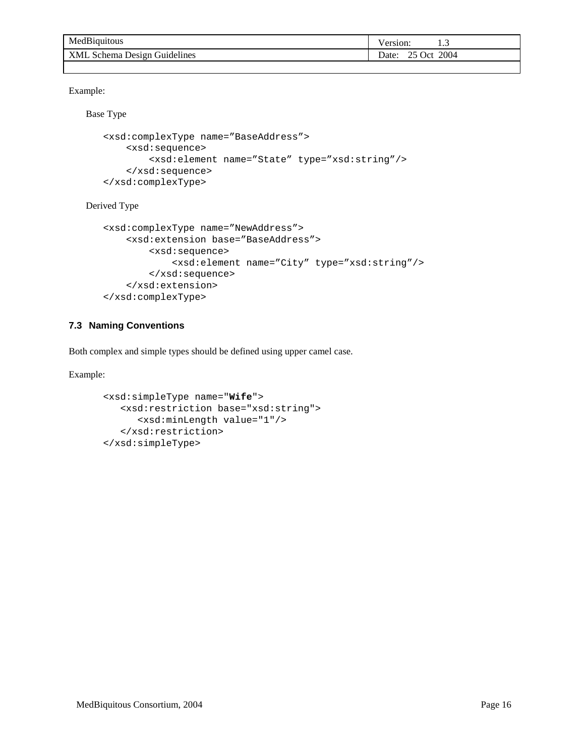Example:

Base Type

```
<xsd:complexType name=”BaseAddress”>
    <xsd:sequence>
        <xsd:element name=”State” type=”xsd:string”/>
    </xsd:sequence>
</xsd:complexType>
```

Derived Type

```
<xsd:complexType name=”NewAddress”>
    <xsd:extension base=”BaseAddress”>
        <xsd:sequence>
            <xsd:element name=”City” type=”xsd:string”/>
        </xsd:sequence>
    </xsd:extension>
</xsd:complexType>
```

### 7.3 Naming Conventions

Both complex and simple types should be defined using upper camel case.

Example:

```
<xsd:simpleType name="Wife">
   <xsd:restriction base="xsd:string">
      <xsd:minLength value="1"/>
   </xsd:restriction>
</xsd:simpleType>
```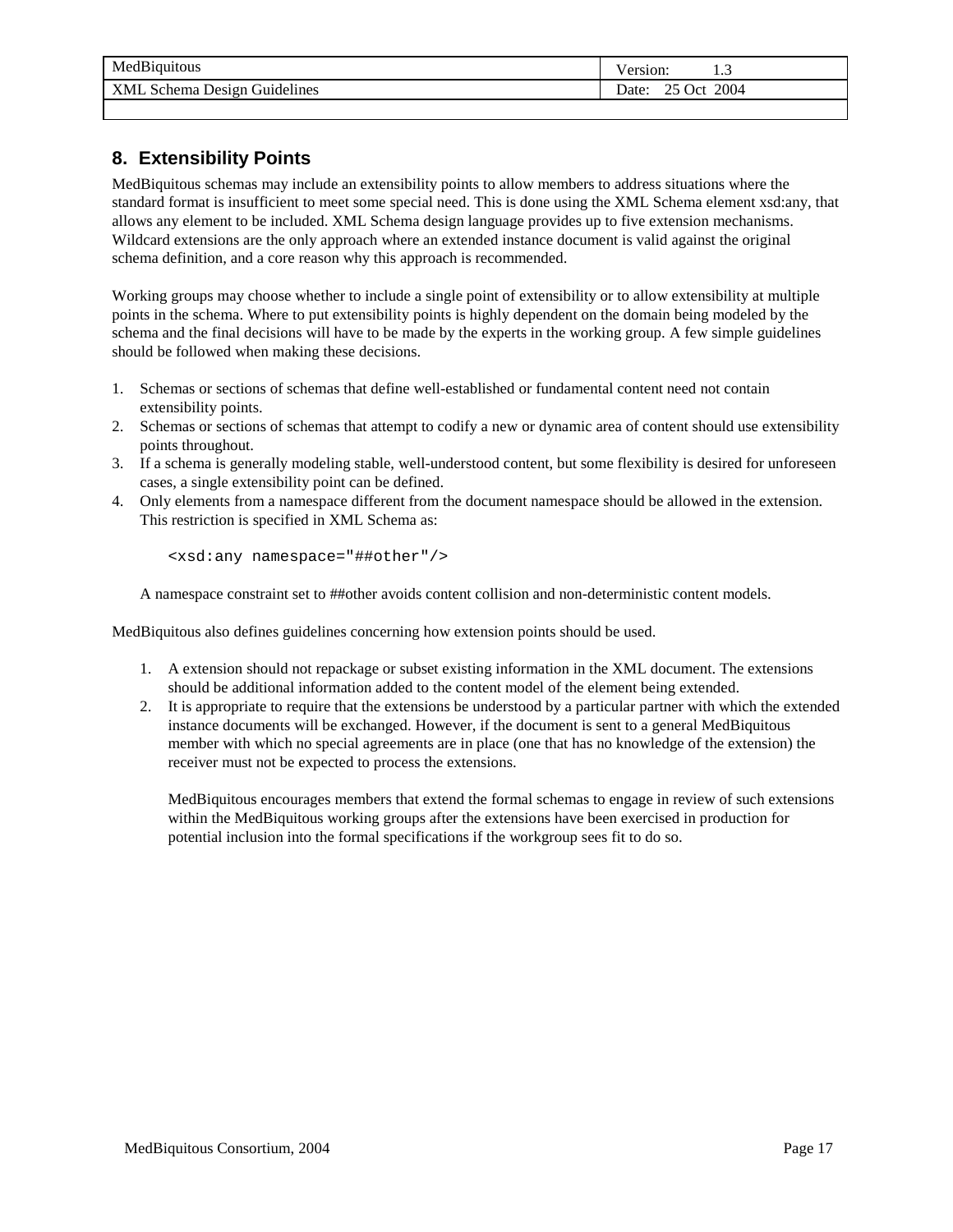## 8. Extensibility Points

MedBiquitous schemas may include an extensibility points to allow members to address situations where the standard format is insufficient to meet some special need. This is done using the XML Schema element xsd:any, that allows any element to be included. XML Schema design language provides up to five extension mechanisms. Wildcard extensions are the only approach where an extended instance document is valid against the original schema definition, and a core reason why this approach is recommended.

Working groups may choose whether to include a single point of extensibility or to allow extensibility at multiple points in the schema. Where to put extensibility points is highly dependent on the domain being modeled by the schema and the final decisions will have to be made by the experts in the working group. A few simple guidelines should be followed when making these decisions.

1. Schemas or sections of schemas that define well-established or fundamental content need not contain extensibility points.
2. Schemas or sections of schemas that attempt to codify a new or dynamic area of content should use extensibility points throughout.
3. If a schema is generally modeling stable, well-understood content, but some flexibility is desired for unforeseen cases, a single extensibility point can be defined.
4. Only elements from a namespace different from the document namespace should be allowed in the extension. This restriction is specified in XML Schema as:

   ```
   <xsd:any namespace="##other"/>
   ```

   A namespace constraint set to ##other avoids content collision and non-deterministic content models.

MedBiquitous also defines guidelines concerning how extension points should be used.

1. A extension should not repackage or subset existing information in the XML document. The extensions should be additional information added to the content model of the element being extended.
2. It is appropriate to require that the extensions be understood by a particular partner with which the extended instance documents will be exchanged. However, if the document is sent to a general MedBiquitous member with which no special agreements are in place (one that has no knowledge of the extension) the receiver must not be expected to process the extensions.

   MedBiquitous encourages members that extend the formal schemas to engage in review of such extensions within the MedBiquitous working groups after the extensions have been exercised in production for potential inclusion into the formal specifications if the workgroup sees fit to do so.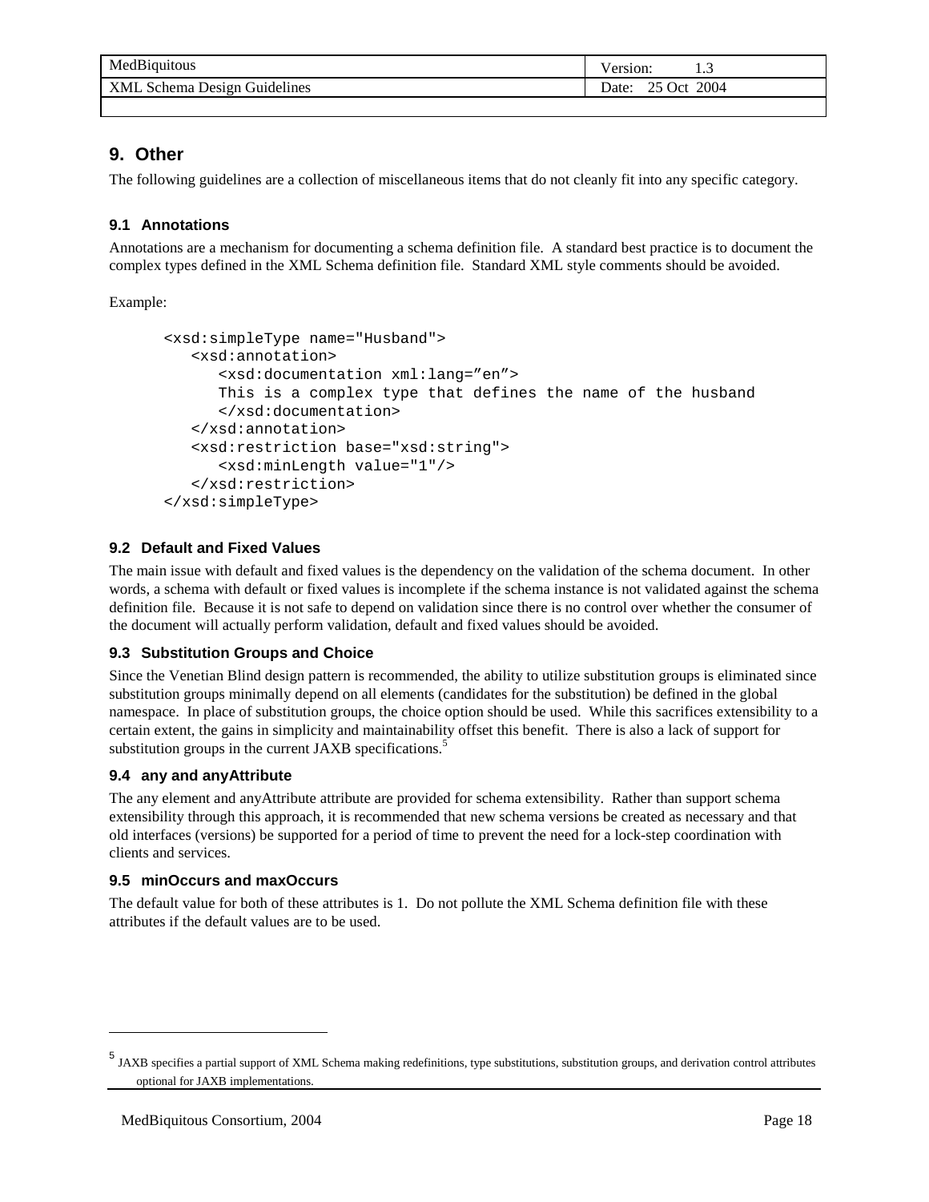## 9. Other

The following guidelines are a collection of miscellaneous items that do not cleanly fit into any specific category.

### 9.1 Annotations

Annotations are a mechanism for documenting a schema definition file. A standard best practice is to document the complex types defined in the XML Schema definition file. Standard XML style comments should be avoided.

Example:

```
<xsd:simpleType name="Husband">
   <xsd:annotation>
      <xsd:documentation xml:lang=”en”>
      This is a complex type that defines the name of the husband
      </xsd:documentation>
   </xsd:annotation>
   <xsd:restriction base="xsd:string">
      <xsd:minLength value="1"/>
   </xsd:restriction>
</xsd:simpleType>
```

### 9.2 Default and Fixed Values

The main issue with default and fixed values is the dependency on the validation of the schema document. In other words, a schema with default or fixed values is incomplete if the schema instance is not validated against the schema definition file. Because it is not safe to depend on validation since there is no control over whether the consumer of the document will actually perform validation, default and fixed values should be avoided.

### 9.3 Substitution Groups and Choice

Since the Venetian Blind design pattern is recommended, the ability to utilize substitution groups is eliminated since substitution groups minimally depend on all elements (candidates for the substitution) be defined in the global namespace. In place of substitution groups, the choice option should be used. While this sacrifices extensibility to a certain extent, the gains in simplicity and maintainability offset this benefit. There is also a lack of support for substitution groups in the current JAXB specifications.[5]

### 9.4 any and anyAttribute

The any element and anyAttribute attribute are provided for schema extensibility. Rather than support schema extensibility through this approach, it is recommended that new schema versions be created as necessary and that old interfaces (versions) be supported for a period of time to prevent the need for a lock-step coordination with clients and services.

### 9.5 minOccurs and maxOccurs

The default value for both of these attributes is 1. Do not pollute the XML Schema definition file with these attributes if the default values are to be used.

---

[5] JAXB specifies a partial support of XML Schema making redefinitions, type substitutions, substitution groups, and derivation control attributes optional for JAXB implementations.